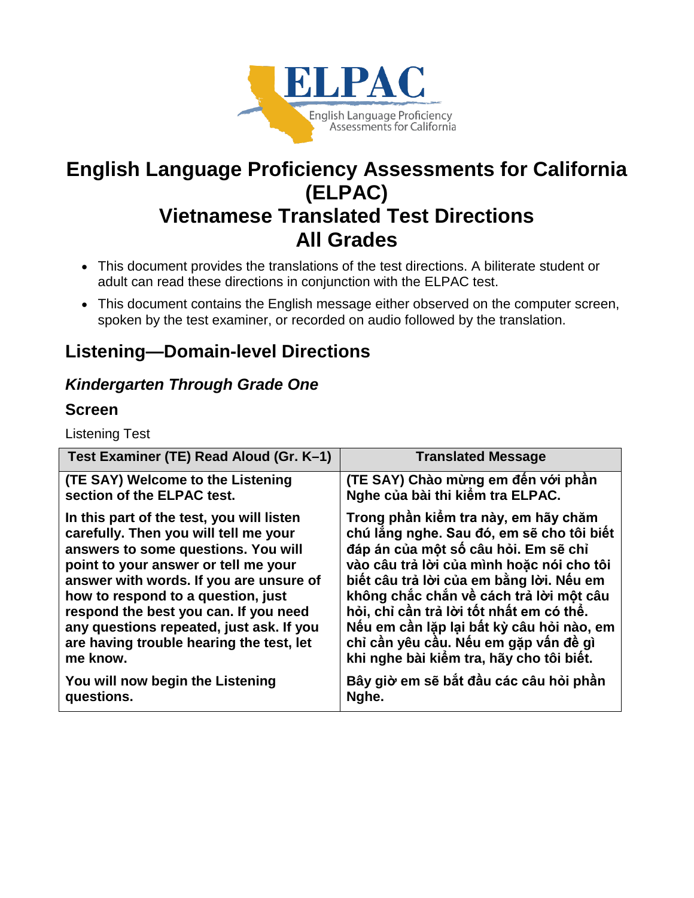# English Language Proficiency Assessments for California (ELPAC) Vietnamese Translated Test Directions All Grades

- This document provides the translations of the test directions. A biliterate student or adult can read these directions in conjunction with the ELPAC test.
- This document contains the English message either observed on the computer screen, spoken by the test examiner, or recorded on audio followed by the translation.

## Listening—Domain-level Directions

### *Kindergarten Through Grade One*

### Screen

Listening Test

| Test Examiner (TE) Read Aloud (Gr. K–1) | Translated Message |
|---|---|
| **(TE SAY) Welcome to the Listening section of the ELPAC test.** | **(TE SAY) Chào mừng em đến với phần Nghe của bài thi kiểm tra ELPAC.** |
| **In this part of the test, you will listen carefully. Then you will tell me your answers to some questions. You will point to your answer or tell me your answer with words. If you are unsure of how to respond to a question, just respond the best you can. If you need any questions repeated, just ask. If you are having trouble hearing the test, let me know.** | **Trong phần kiểm tra này, em hãy chăm chú lắng nghe. Sau đó, em sẽ cho tôi biết đáp án của một số câu hỏi. Em sẽ chỉ vào câu trả lời của mình hoặc nói cho tôi biết câu trả lời của em bằng lời. Nếu em không chắc chắn về cách trả lời một câu hỏi, chỉ cần trả lời tốt nhất em có thể. Nếu em cần lặp lại bất kỳ câu hỏi nào, em chỉ cần yêu cầu. Nếu em gặp vấn đề gì khi nghe bài kiểm tra, hãy cho tôi biết.** |
| **You will now begin the Listening questions.** | **Bây giờ em sẽ bắt đầu các câu hỏi phần Nghe.** |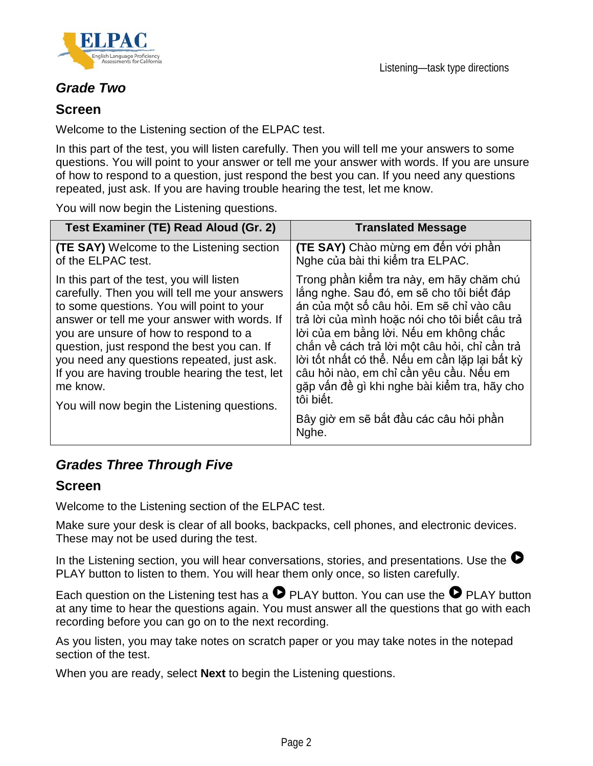### *Grade Two*

### Screen

Welcome to the Listening section of the ELPAC test.

In this part of the test, you will listen carefully. Then you will tell me your answers to some questions. You will point to your answer or tell me your answer with words. If you are unsure of how to respond to a question, just respond the best you can. If you need any questions repeated, just ask. If you are having trouble hearing the test, let me know.

You will now begin the Listening questions.

| Test Examiner (TE) Read Aloud (Gr. 2) | Translated Message |
|---|---|
| **(TE SAY)** Welcome to the Listening section of the ELPAC test. | **(TE SAY)** Chào mừng em đến với phần Nghe của bài thi kiểm tra ELPAC. |
| In this part of the test, you will listen carefully. Then you will tell me your answers to some questions. You will point to your answer or tell me your answer with words. If you are unsure of how to respond to a question, just respond the best you can. If you need any questions repeated, just ask. If you are having trouble hearing the test, let me know. <br><br> You will now begin the Listening questions. | Trong phần kiểm tra này, em hãy chăm chú lắng nghe. Sau đó, em sẽ cho tôi biết đáp án của một số câu hỏi. Em sẽ chỉ vào câu trả lời của mình hoặc nói cho tôi biết câu trả lời của em bằng lời. Nếu em không chắc chắn về cách trả lời một câu hỏi, chỉ cần trả lời tốt nhất có thể. Nếu em cần lặp lại bất kỳ câu hỏi nào, em chỉ cần yêu cầu. Nếu em gặp vấn đề gì khi nghe bài kiểm tra, hãy cho tôi biết. <br><br> Bây giờ em sẽ bắt đầu các câu hỏi phần Nghe. |

### *Grades Three Through Five*

### Screen

Welcome to the Listening section of the ELPAC test.

Make sure your desk is clear of all books, backpacks, cell phones, and electronic devices. These may not be used during the test.

In the Listening section, you will hear conversations, stories, and presentations. Use the ▶ PLAY button to listen to them. You will hear them only once, so listen carefully.

Each question on the Listening test has a ▶ PLAY button. You can use the ▶ PLAY button at any time to hear the questions again. You must answer all the questions that go with each recording before you can go on to the next recording.

As you listen, you may take notes on scratch paper or you may take notes in the notepad section of the test.

When you are ready, select **Next** to begin the Listening questions.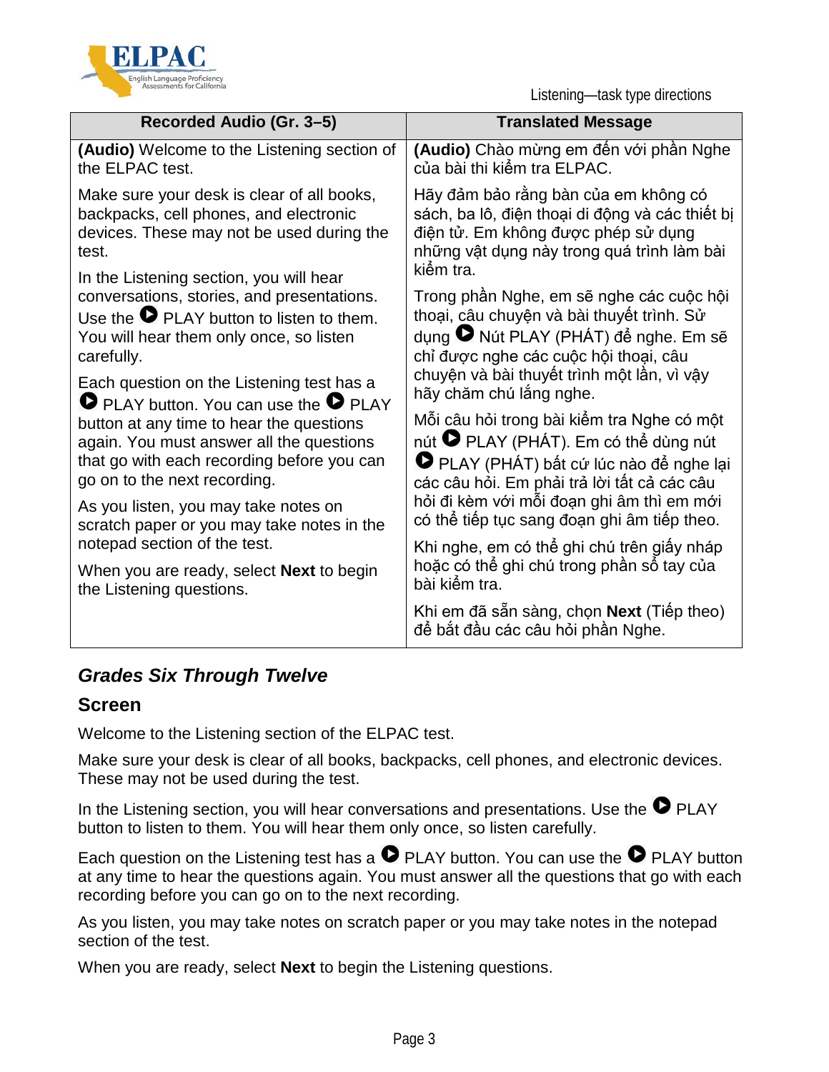| Recorded Audio (Gr. 3–5) | Translated Message |
|---|---|
| **(Audio)** Welcome to the Listening section of the ELPAC test. | **(Audio)** Chào mừng em đến với phần Nghe của bài thi kiểm tra ELPAC. |
| Make sure your desk is clear of all books, backpacks, cell phones, and electronic devices. These may not be used during the test. | Hãy đảm bảo rằng bàn của em không có sách, ba lô, điện thoại di động và các thiết bị điện tử. Em không được phép sử dụng những vật dụng này trong quá trình làm bài kiểm tra. |
| In the Listening section, you will hear conversations, stories, and presentations. Use the ▶ PLAY button to listen to them. You will hear them only once, so listen carefully. | Trong phần Nghe, em sẽ nghe các cuộc hội thoại, câu chuyện và bài thuyết trình. Sử dụng ▶ Nút PLAY (PHÁT) để nghe. Em sẽ chỉ được nghe các cuộc hội thoại, câu chuyện và bài thuyết trình một lần, vì vậy hãy chăm chú lắng nghe. |
| Each question on the Listening test has a ▶ PLAY button. You can use the ▶ PLAY button at any time to hear the questions again. You must answer all the questions that go with each recording before you can go on to the next recording. | Mỗi câu hỏi trong bài kiểm tra Nghe có một nút ▶ PLAY (PHÁT). Em có thể dùng nút ▶ PLAY (PHÁT) bất cứ lúc nào để nghe lại các câu hỏi. Em phải trả lời tất cả các câu hỏi đi kèm với mỗi đoạn ghi âm thì em mới có thể tiếp tục sang đoạn ghi âm tiếp theo. |
| As you listen, you may take notes on scratch paper or you may take notes in the notepad section of the test. | Khi nghe, em có thể ghi chú trên giấy nháp hoặc có thể ghi chú trong phần sổ tay của bài kiểm tra. |
| When you are ready, select **Next** to begin the Listening questions. | Khi em đã sẵn sàng, chọn **Next** (Tiếp theo) để bắt đầu các câu hỏi phần Nghe. |

### *Grades Six Through Twelve*

#### Screen

Welcome to the Listening section of the ELPAC test.

Make sure your desk is clear of all books, backpacks, cell phones, and electronic devices. These may not be used during the test.

In the Listening section, you will hear conversations and presentations. Use the ▶ PLAY button to listen to them. You will hear them only once, so listen carefully.

Each question on the Listening test has a ▶ PLAY button. You can use the ▶ PLAY button at any time to hear the questions again. You must answer all the questions that go with each recording before you can go on to the next recording.

As you listen, you may take notes on scratch paper or you may take notes in the notepad section of the test.

When you are ready, select **Next** to begin the Listening questions.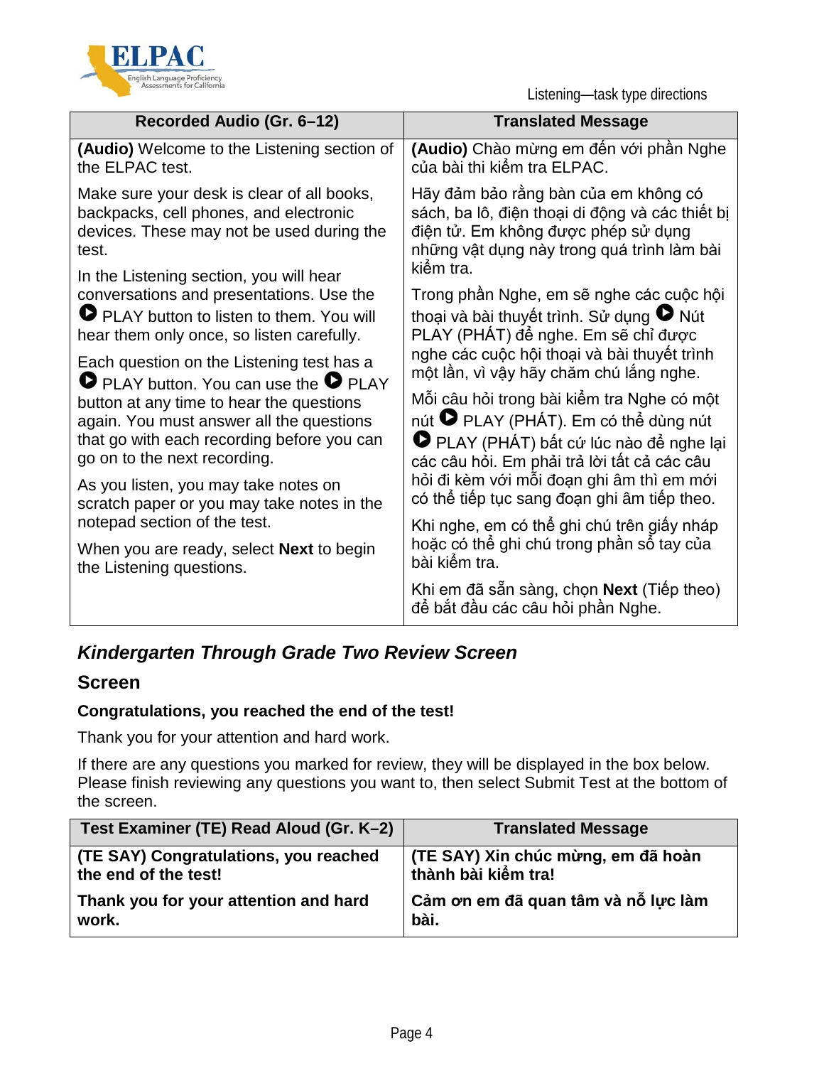| Recorded Audio (Gr. 6–12) | Translated Message |
| --- | --- |
| **(Audio)** Welcome to the Listening section of the ELPAC test. | **(Audio)** Chào mừng em đến với phần Nghe của bài thi kiểm tra ELPAC. |
| Make sure your desk is clear of all books, backpacks, cell phones, and electronic devices. These may not be used during the test. | Hãy đảm bảo rằng bàn của em không có sách, ba lô, điện thoại di động và các thiết bị điện tử. Em không được phép sử dụng những vật dụng này trong quá trình làm bài kiểm tra. |
| In the Listening section, you will hear conversations and presentations. Use the PLAY button to listen to them. You will hear them only once, so listen carefully. | Trong phần Nghe, em sẽ nghe các cuộc hội thoại và bài thuyết trình. Sử dụng Nút PLAY (PHÁT) để nghe. Em sẽ chỉ được nghe các cuộc hội thoại và bài thuyết trình một lần, vì vậy hãy chăm chú lắng nghe. |
| Each question on the Listening test has a PLAY button. You can use the PLAY button at any time to hear the questions again. You must answer all the questions that go with each recording before you can go on to the next recording. | Mỗi câu hỏi trong bài kiểm tra Nghe có một nút PLAY (PHÁT). Em có thể dùng nút PLAY (PHÁT) bất cứ lúc nào để nghe lại các câu hỏi. Em phải trả lời tất cả các câu hỏi đi kèm với mỗi đoạn ghi âm thì em mới có thể tiếp tục sang đoạn ghi âm tiếp theo. |
| As you listen, you may take notes on scratch paper or you may take notes in the notepad section of the test. | Khi nghe, em có thể ghi chú trên giấy nháp hoặc có thể ghi chú trong phần sổ tay của bài kiểm tra. |
| When you are ready, select **Next** to begin the Listening questions. | Khi em đã sẵn sàng, chọn **Next** (Tiếp theo) để bắt đầu các câu hỏi phần Nghe. |

## *Kindergarten Through Grade Two Review Screen*

### Screen

**Congratulations, you reached the end of the test!**

Thank you for your attention and hard work.

If there are any questions you marked for review, they will be displayed in the box below. Please finish reviewing any questions you want to, then select Submit Test at the bottom of the screen.

| Test Examiner (TE) Read Aloud (Gr. K–2) | Translated Message |
| --- | --- |
| **(TE SAY) Congratulations, you reached the end of the test!** | **(TE SAY) Xin chúc mừng, em đã hoàn thành bài kiểm tra!** |
| **Thank you for your attention and hard work.** | **Cảm ơn em đã quan tâm và nỗ lực làm bài.** |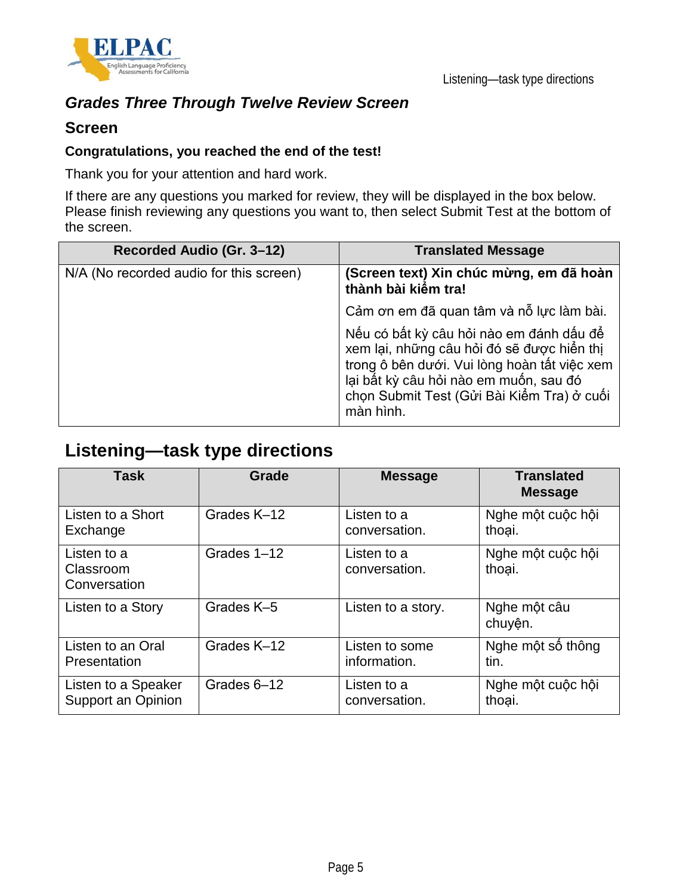### *Grades Three Through Twelve Review Screen*

#### Screen

**Congratulations, you reached the end of the test!**

Thank you for your attention and hard work.

If there are any questions you marked for review, they will be displayed in the box below. Please finish reviewing any questions you want to, then select Submit Test at the bottom of the screen.

| Recorded Audio (Gr. 3–12) | Translated Message |
| --- | --- |
| N/A (No recorded audio for this screen) | **(Screen text) Xin chúc mừng, em đã hoàn thành bài kiểm tra!**<br><br>Cảm ơn em đã quan tâm và nỗ lực làm bài.<br><br>Nếu có bất kỳ câu hỏi nào em đánh dấu để xem lại, những câu hỏi đó sẽ được hiển thị trong ô bên dưới. Vui lòng hoàn tất việc xem lại bất kỳ câu hỏi nào em muốn, sau đó chọn Submit Test (Gửi Bài Kiểm Tra) ở cuối màn hình. |

## Listening—task type directions

| Task | Grade | Message | Translated Message |
| --- | --- | --- | --- |
| Listen to a Short Exchange | Grades K–12 | Listen to a conversation. | Nghe một cuộc hội thoại. |
| Listen to a Classroom Conversation | Grades 1–12 | Listen to a conversation. | Nghe một cuộc hội thoại. |
| Listen to a Story | Grades K–5 | Listen to a story. | Nghe một câu chuyện. |
| Listen to an Oral Presentation | Grades K–12 | Listen to some information. | Nghe một số thông tin. |
| Listen to a Speaker Support an Opinion | Grades 6–12 | Listen to a conversation. | Nghe một cuộc hội thoại. |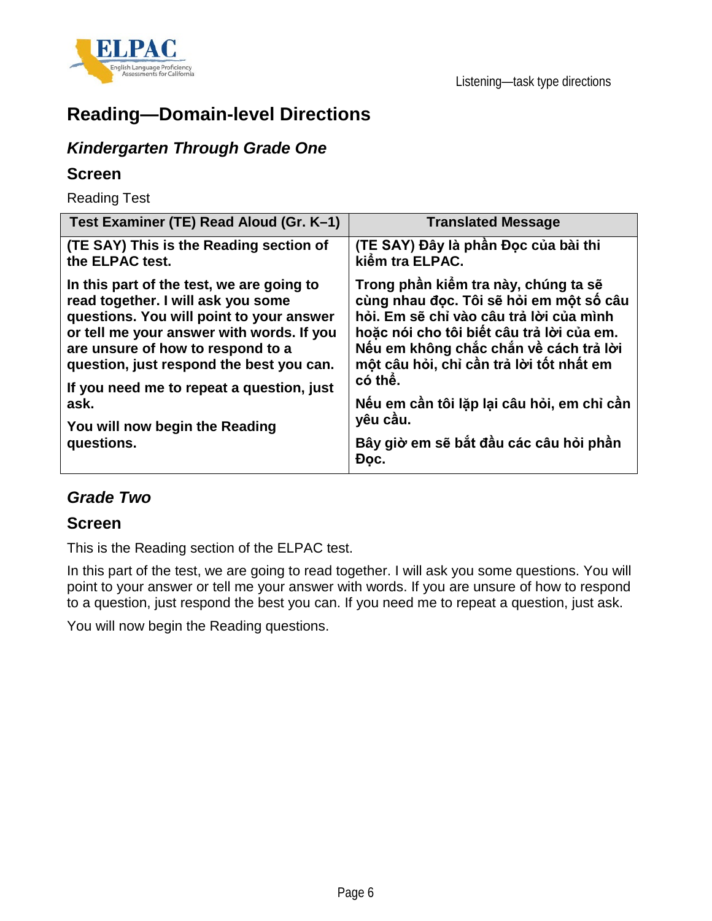# Reading—Domain-level Directions

## *Kindergarten Through Grade One*

### Screen

Reading Test

| Test Examiner (TE) Read Aloud (Gr. K–1) | Translated Message |
| --- | --- |
| **(TE SAY) This is the Reading section of the ELPAC test.**<br><br>**In this part of the test, we are going to read together. I will ask you some questions. You will point to your answer or tell me your answer with words. If you are unsure of how to respond to a question, just respond the best you can.**<br><br>**If you need me to repeat a question, just ask.**<br><br>**You will now begin the Reading questions.** | **(TE SAY) Đây là phần Đọc của bài thi kiểm tra ELPAC.**<br><br>**Trong phần kiểm tra này, chúng ta sẽ cùng nhau đọc. Tôi sẽ hỏi em một số câu hỏi. Em sẽ chỉ vào câu trả lời của mình hoặc nói cho tôi biết câu trả lời của em. Nếu em không chắc chắn về cách trả lời một câu hỏi, chỉ cần trả lời tốt nhất em có thể.**<br><br>**Nếu em cần tôi lặp lại câu hỏi, em chỉ cần yêu cầu.**<br><br>**Bây giờ em sẽ bắt đầu các câu hỏi phần Đọc.** |

## *Grade Two*

### Screen

This is the Reading section of the ELPAC test.

In this part of the test, we are going to read together. I will ask you some questions. You will point to your answer or tell me your answer with words. If you are unsure of how to respond to a question, just respond the best you can. If you need me to repeat a question, just ask.

You will now begin the Reading questions.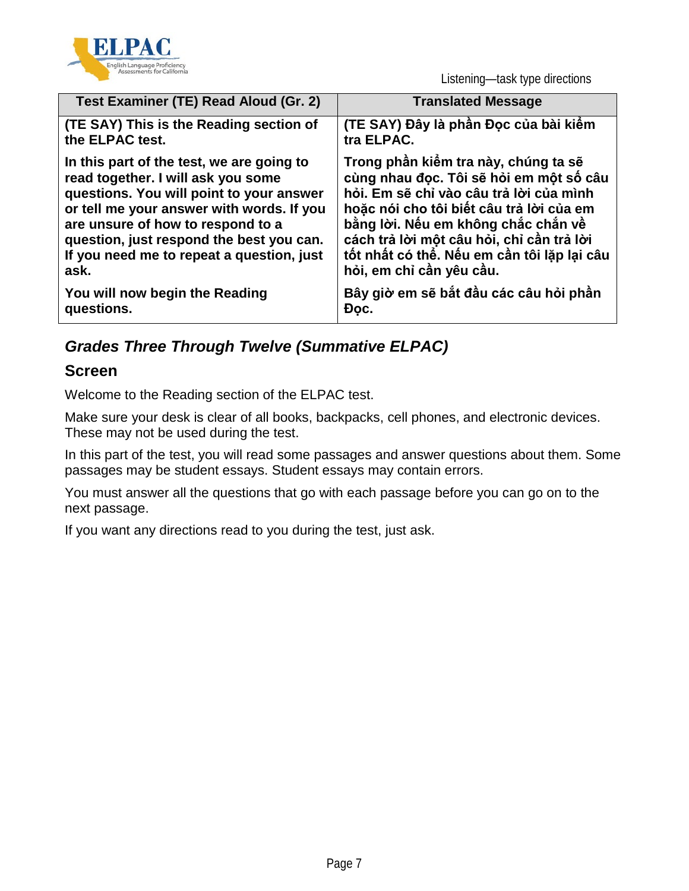| Test Examiner (TE) Read Aloud (Gr. 2) | Translated Message |
|---|---|
| **(TE SAY) This is the Reading section of the ELPAC test.** | **(TE SAY) Đây là phần Đọc của bài kiểm tra ELPAC.** |
| **In this part of the test, we are going to read together. I will ask you some questions. You will point to your answer or tell me your answer with words. If you are unsure of how to respond to a question, just respond the best you can. If you need me to repeat a question, just ask.** | **Trong phần kiểm tra này, chúng ta sẽ cùng nhau đọc. Tôi sẽ hỏi em một số câu hỏi. Em sẽ chỉ vào câu trả lời của mình hoặc nói cho tôi biết câu trả lời của em bằng lời. Nếu em không chắc chắn về cách trả lời một câu hỏi, chỉ cần trả lời tốt nhất có thể. Nếu em cần tôi lặp lại câu hỏi, em chỉ cần yêu cầu.** |
| **You will now begin the Reading questions.** | **Bây giờ em sẽ bắt đầu các câu hỏi phần Đọc.** |

## *Grades Three Through Twelve (Summative ELPAC)*

### Screen

Welcome to the Reading section of the ELPAC test.

Make sure your desk is clear of all books, backpacks, cell phones, and electronic devices. These may not be used during the test.

In this part of the test, you will read some passages and answer questions about them. Some passages may be student essays. Student essays may contain errors.

You must answer all the questions that go with each passage before you can go on to the next passage.

If you want any directions read to you during the test, just ask.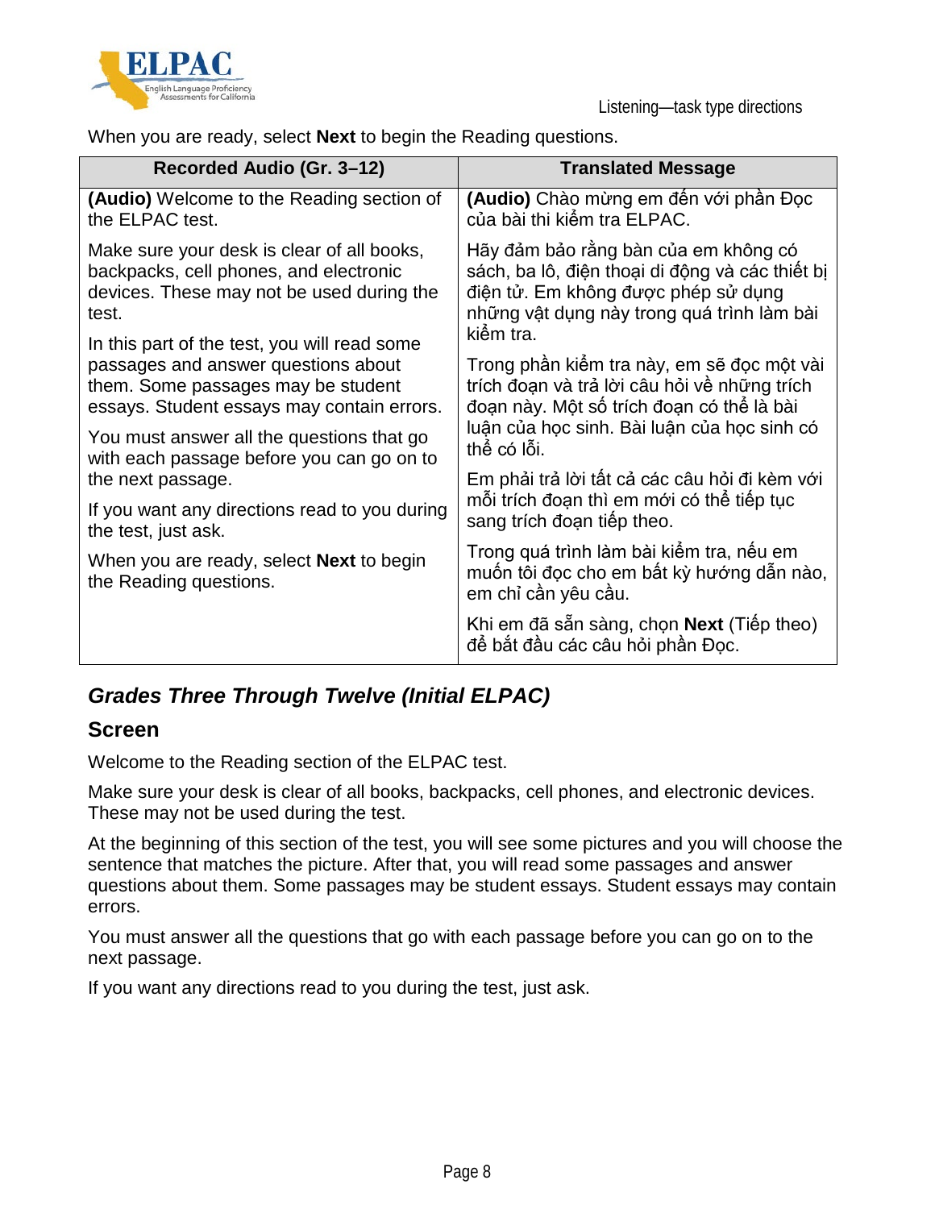When you are ready, select **Next** to begin the Reading questions.

| Recorded Audio (Gr. 3–12) | Translated Message |
|---|---|
| **(Audio)** Welcome to the Reading section of the ELPAC test. | **(Audio)** Chào mừng em đến với phần Đọc của bài thi kiểm tra ELPAC. |
| Make sure your desk is clear of all books, backpacks, cell phones, and electronic devices. These may not be used during the test. | Hãy đảm bảo rằng bàn của em không có sách, ba lô, điện thoại di động và các thiết bị điện tử. Em không được phép sử dụng những vật dụng này trong quá trình làm bài kiểm tra. |
| In this part of the test, you will read some passages and answer questions about them. Some passages may be student essays. Student essays may contain errors. | Trong phần kiểm tra này, em sẽ đọc một vài trích đoạn và trả lời câu hỏi về những trích đoạn này. Một số trích đoạn có thể là bài luận của học sinh. Bài luận của học sinh có thể có lỗi. |
| You must answer all the questions that go with each passage before you can go on to the next passage. | Em phải trả lời tất cả các câu hỏi đi kèm với mỗi trích đoạn thì em mới có thể tiếp tục sang trích đoạn tiếp theo. |
| If you want any directions read to you during the test, just ask. | Trong quá trình làm bài kiểm tra, nếu em muốn tôi đọc cho em bất kỳ hướng dẫn nào, em chỉ cần yêu cầu. |
| When you are ready, select **Next** to begin the Reading questions. | Khi em đã sẵn sàng, chọn **Next** (Tiếp theo) để bắt đầu các câu hỏi phần Đọc. |

## *Grades Three Through Twelve (Initial ELPAC)*

### Screen

Welcome to the Reading section of the ELPAC test.

Make sure your desk is clear of all books, backpacks, cell phones, and electronic devices. These may not be used during the test.

At the beginning of this section of the test, you will see some pictures and you will choose the sentence that matches the picture. After that, you will read some passages and answer questions about them. Some passages may be student essays. Student essays may contain errors.

You must answer all the questions that go with each passage before you can go on to the next passage.

If you want any directions read to you during the test, just ask.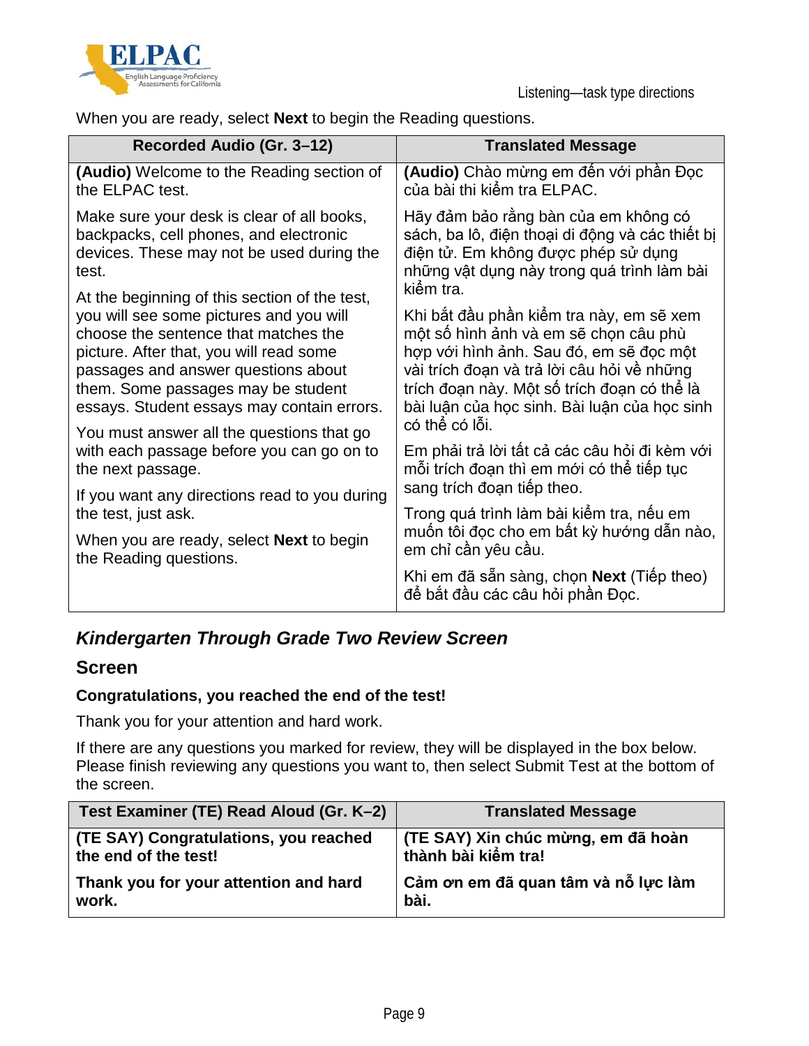When you are ready, select **Next** to begin the Reading questions.

| Recorded Audio (Gr. 3–12) | Translated Message |
|---|---|
| **(Audio)** Welcome to the Reading section of the ELPAC test. | **(Audio)** Chào mừng em đến với phần Đọc của bài thi kiểm tra ELPAC. |
| Make sure your desk is clear of all books, backpacks, cell phones, and electronic devices. These may not be used during the test. | Hãy đảm bảo rằng bàn của em không có sách, ba lô, điện thoại di động và các thiết bị điện tử. Em không được phép sử dụng những vật dụng này trong quá trình làm bài kiểm tra. |
| At the beginning of this section of the test, you will see some pictures and you will choose the sentence that matches the picture. After that, you will read some passages and answer questions about them. Some passages may be student essays. Student essays may contain errors. | Khi bắt đầu phần kiểm tra này, em sẽ xem một số hình ảnh và em sẽ chọn câu phù hợp với hình ảnh. Sau đó, em sẽ đọc một vài trích đoạn và trả lời câu hỏi về những trích đoạn này. Một số trích đoạn có thể là bài luận của học sinh. Bài luận của học sinh có thể có lỗi. |
| You must answer all the questions that go with each passage before you can go on to the next passage. | Em phải trả lời tất cả các câu hỏi đi kèm với mỗi trích đoạn thì em mới có thể tiếp tục sang trích đoạn tiếp theo. |
| If you want any directions read to you during the test, just ask. | Trong quá trình làm bài kiểm tra, nếu em muốn tôi đọc cho em bất kỳ hướng dẫn nào, em chỉ cần yêu cầu. |
| When you are ready, select **Next** to begin the Reading questions. | Khi em đã sẵn sàng, chọn **Next** (Tiếp theo) để bắt đầu các câu hỏi phần Đọc. |

## *Kindergarten Through Grade Two Review Screen*

### Screen

**Congratulations, you reached the end of the test!**

Thank you for your attention and hard work.

If there are any questions you marked for review, they will be displayed in the box below. Please finish reviewing any questions you want to, then select Submit Test at the bottom of the screen.

| Test Examiner (TE) Read Aloud (Gr. K–2) | Translated Message |
|---|---|
| **(TE SAY) Congratulations, you reached the end of the test!** | **(TE SAY) Xin chúc mừng, em đã hoàn thành bài kiểm tra!** |
| **Thank you for your attention and hard work.** | **Cảm ơn em đã quan tâm và nỗ lực làm bài.** |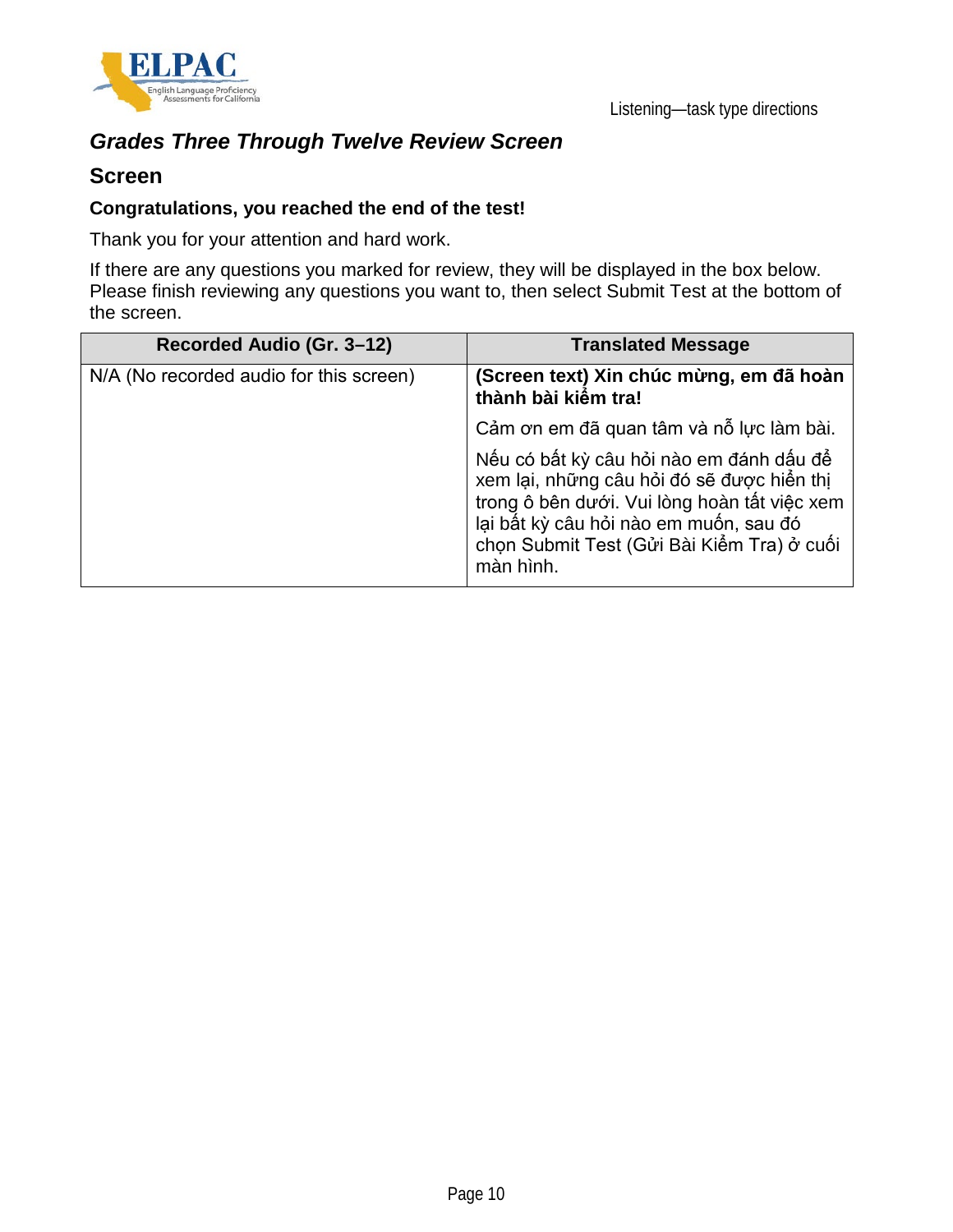### *Grades Three Through Twelve Review Screen*

### Screen

**Congratulations, you reached the end of the test!**

Thank you for your attention and hard work.

If there are any questions you marked for review, they will be displayed in the box below. Please finish reviewing any questions you want to, then select Submit Test at the bottom of the screen.

| Recorded Audio (Gr. 3–12) | Translated Message |
| --- | --- |
| N/A (No recorded audio for this screen) | **(Screen text) Xin chúc mừng, em đã hoàn thành bài kiểm tra!**<br><br>Cảm ơn em đã quan tâm và nỗ lực làm bài.<br><br>Nếu có bất kỳ câu hỏi nào em đánh dấu để xem lại, những câu hỏi đó sẽ được hiển thị trong ô bên dưới. Vui lòng hoàn tất việc xem lại bất kỳ câu hỏi nào em muốn, sau đó chọn Submit Test (Gửi Bài Kiểm Tra) ở cuối màn hình. |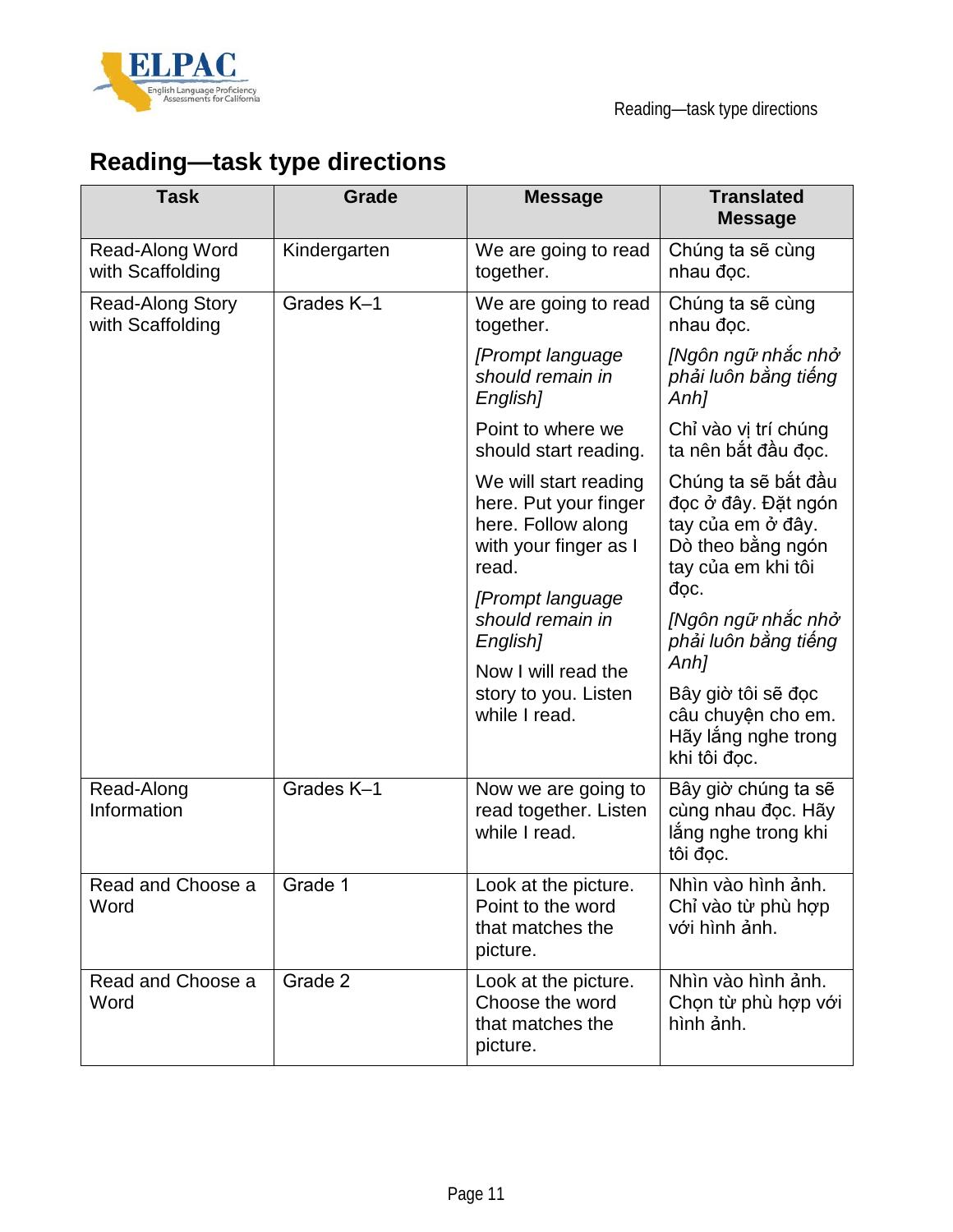## Reading—task type directions

| Task | Grade | Message | Translated Message |
|---|---|---|---|
| Read-Along Word with Scaffolding | Kindergarten | We are going to read together. | Chúng ta sẽ cùng nhau đọc. |
| Read-Along Story with Scaffolding | Grades K–1 | We are going to read together.<br>*[Prompt language should remain in English]*<br>Point to where we should start reading.<br>We will start reading here. Put your finger here. Follow along with your finger as I read.<br>*[Prompt language should remain in English]*<br>Now I will read the story to you. Listen while I read. | Chúng ta sẽ cùng nhau đọc.<br>*[Ngôn ngữ nhắc nhở phải luôn bằng tiếng Anh]*<br>Chỉ vào vị trí chúng ta nên bắt đầu đọc.<br>Chúng ta sẽ bắt đầu đọc ở đây. Đặt ngón tay của em ở đây. Dò theo bằng ngón tay của em khi tôi đọc.<br>*[Ngôn ngữ nhắc nhở phải luôn bằng tiếng Anh]*<br>Bây giờ tôi sẽ đọc câu chuyện cho em. Hãy lắng nghe trong khi tôi đọc. |
| Read-Along Information | Grades K–1 | Now we are going to read together. Listen while I read. | Bây giờ chúng ta sẽ cùng nhau đọc. Hãy lắng nghe trong khi tôi đọc. |
| Read and Choose a Word | Grade 1 | Look at the picture. Point to the word that matches the picture. | Nhìn vào hình ảnh. Chỉ vào từ phù hợp với hình ảnh. |
| Read and Choose a Word | Grade 2 | Look at the picture. Choose the word that matches the picture. | Nhìn vào hình ảnh. Chọn từ phù hợp với hình ảnh. |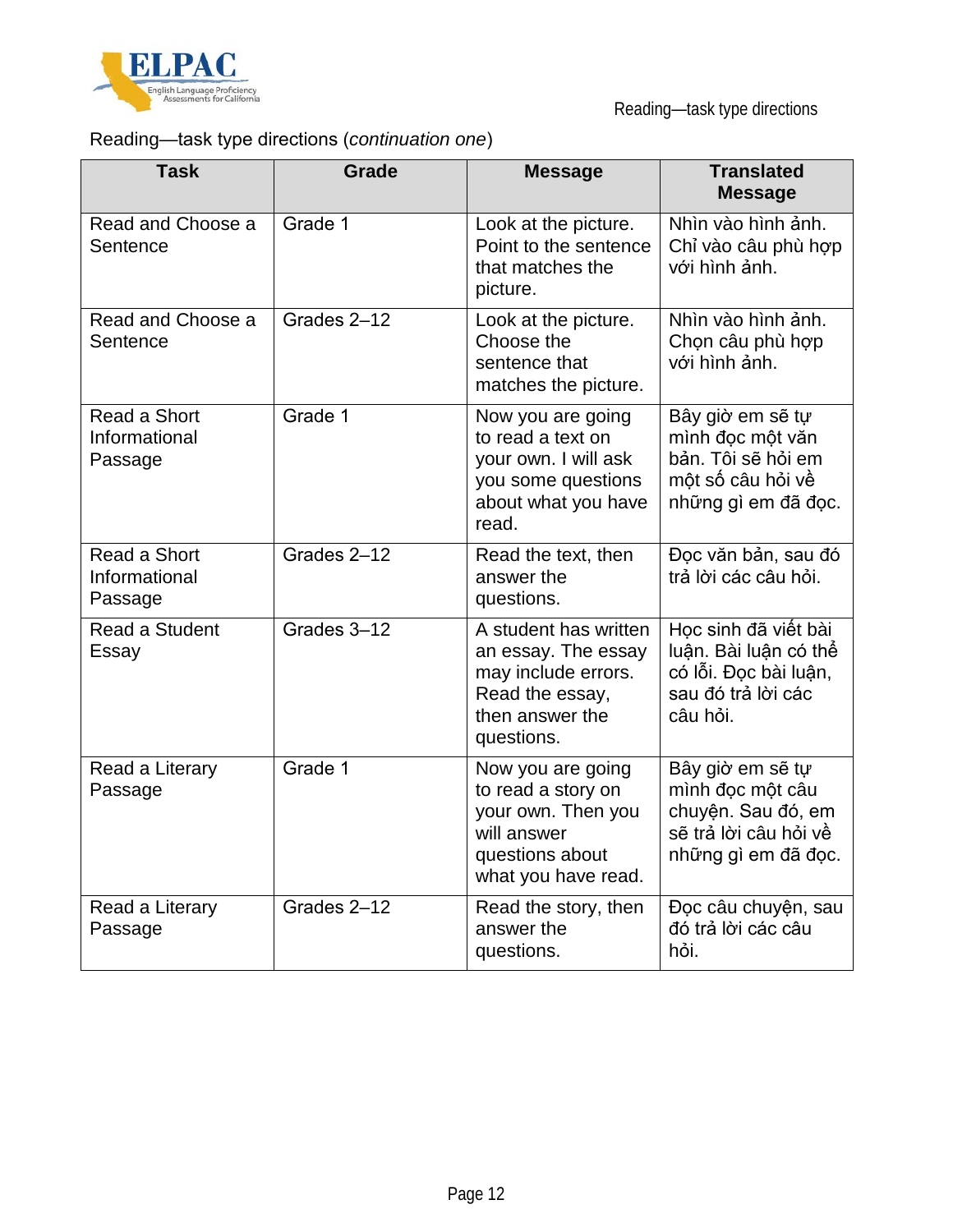Reading—task type directions (*continuation one*)

| Task | Grade | Message | Translated Message |
|---|---|---|---|
| Read and Choose a Sentence | Grade 1 | Look at the picture. Point to the sentence that matches the picture. | Nhìn vào hình ảnh. Chỉ vào câu phù hợp với hình ảnh. |
| Read and Choose a Sentence | Grades 2–12 | Look at the picture. Choose the sentence that matches the picture. | Nhìn vào hình ảnh. Chọn câu phù hợp với hình ảnh. |
| Read a Short Informational Passage | Grade 1 | Now you are going to read a text on your own. I will ask you some questions about what you have read. | Bây giờ em sẽ tự mình đọc một văn bản. Tôi sẽ hỏi em một số câu hỏi về những gì em đã đọc. |
| Read a Short Informational Passage | Grades 2–12 | Read the text, then answer the questions. | Đọc văn bản, sau đó trả lời các câu hỏi. |
| Read a Student Essay | Grades 3–12 | A student has written an essay. The essay may include errors. Read the essay, then answer the questions. | Học sinh đã viết bài luận. Bài luận có thể có lỗi. Đọc bài luận, sau đó trả lời các câu hỏi. |
| Read a Literary Passage | Grade 1 | Now you are going to read a story on your own. Then you will answer questions about what you have read. | Bây giờ em sẽ tự mình đọc một câu chuyện. Sau đó, em sẽ trả lời câu hỏi về những gì em đã đọc. |
| Read a Literary Passage | Grades 2–12 | Read the story, then answer the questions. | Đọc câu chuyện, sau đó trả lời các câu hỏi. |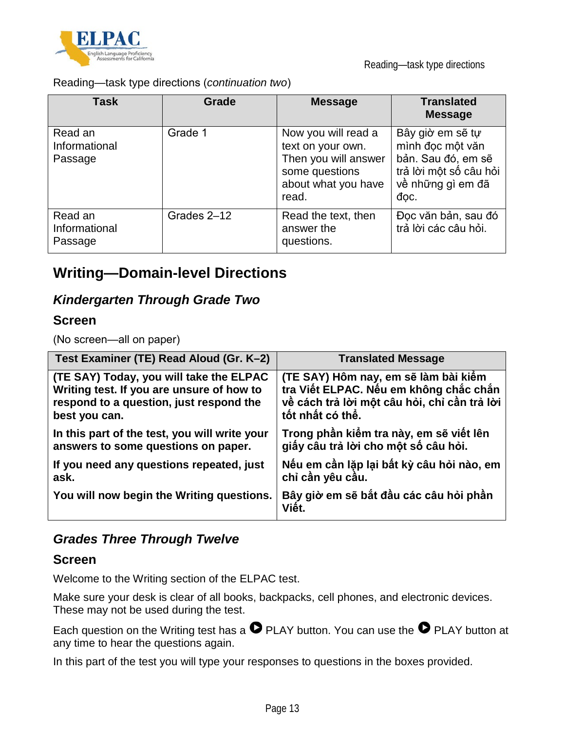Reading—task type directions (*continuation two*)

| Task | Grade | Message | Translated Message |
|---|---|---|---|
| Read an Informational Passage | Grade 1 | Now you will read a text on your own. Then you will answer some questions about what you have read. | Bây giờ em sẽ tự mình đọc một văn bản. Sau đó, em sẽ trả lời một số câu hỏi về những gì em đã đọc. |
| Read an Informational Passage | Grades 2–12 | Read the text, then answer the questions. | Đọc văn bản, sau đó trả lời các câu hỏi. |

## Writing—Domain-level Directions

### *Kindergarten Through Grade Two*

#### Screen

(No screen—all on paper)

| Test Examiner (TE) Read Aloud (Gr. K–2) | Translated Message |
|---|---|
| **(TE SAY) Today, you will take the ELPAC Writing test. If you are unsure of how to respond to a question, just respond the best you can.**<br><br>**In this part of the test, you will write your answers to some questions on paper.**<br><br>**If you need any questions repeated, just ask.**<br><br>**You will now begin the Writing questions.** | **(TE SAY) Hôm nay, em sẽ làm bài kiểm tra Viết ELPAC. Nếu em không chắc chắn về cách trả lời một câu hỏi, chỉ cần trả lời tốt nhất có thể.**<br><br>**Trong phần kiểm tra này, em sẽ viết lên giấy câu trả lời cho một số câu hỏi.**<br><br>**Nếu em cần lặp lại bất kỳ câu hỏi nào, em chỉ cần yêu cầu.**<br><br>**Bây giờ em sẽ bắt đầu các câu hỏi phần Viết.** |

### *Grades Three Through Twelve*

#### Screen

Welcome to the Writing section of the ELPAC test.

Make sure your desk is clear of all books, backpacks, cell phones, and electronic devices. These may not be used during the test.

Each question on the Writing test has a ▶ PLAY button. You can use the ▶ PLAY button at any time to hear the questions again.

In this part of the test you will type your responses to questions in the boxes provided.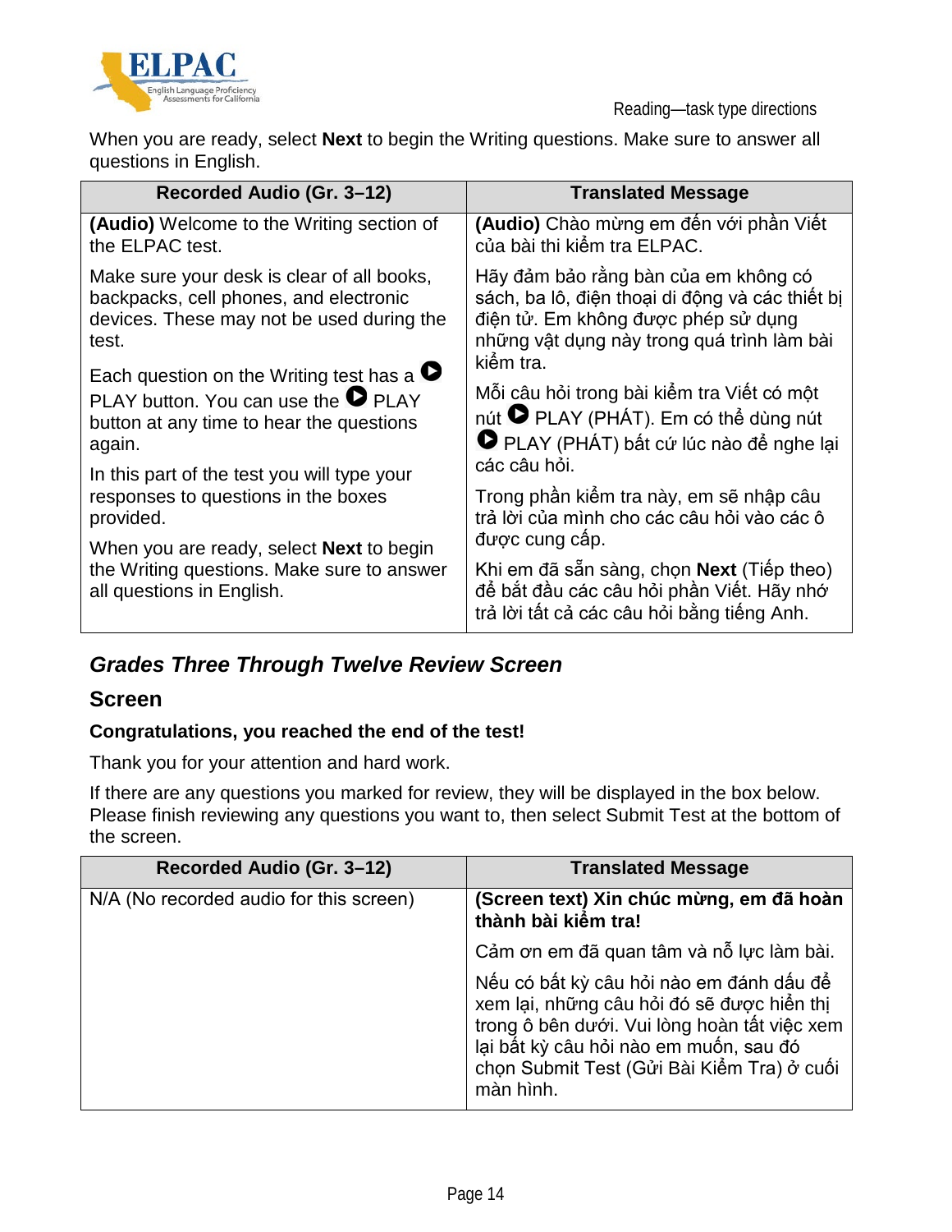When you are ready, select **Next** to begin the Writing questions. Make sure to answer all questions in English.

| Recorded Audio (Gr. 3–12) | Translated Message |
|---|---|
| **(Audio)** Welcome to the Writing section of the ELPAC test. | **(Audio)** Chào mừng em đến với phần Viết của bài thi kiểm tra ELPAC. |
| Make sure your desk is clear of all books, backpacks, cell phones, and electronic devices. These may not be used during the test. | Hãy đảm bảo rằng bàn của em không có sách, ba lô, điện thoại di động và các thiết bị điện tử. Em không được phép sử dụng những vật dụng này trong quá trình làm bài kiểm tra. |
| Each question on the Writing test has a ▶ PLAY button. You can use the ▶ PLAY button at any time to hear the questions again. | Mỗi câu hỏi trong bài kiểm tra Viết có một nút ▶ PLAY (PHÁT). Em có thể dùng nút ▶ PLAY (PHÁT) bất cứ lúc nào để nghe lại các câu hỏi. |
| In this part of the test you will type your responses to questions in the boxes provided. | Trong phần kiểm tra này, em sẽ nhập câu trả lời của mình cho các câu hỏi vào các ô được cung cấp. |
| When you are ready, select **Next** to begin the Writing questions. Make sure to answer all questions in English. | Khi em đã sẵn sàng, chọn **Next** (Tiếp theo) để bắt đầu các câu hỏi phần Viết. Hãy nhớ trả lời tất cả các câu hỏi bằng tiếng Anh. |

## *Grades Three Through Twelve Review Screen*

### Screen

**Congratulations, you reached the end of the test!**

Thank you for your attention and hard work.

If there are any questions you marked for review, they will be displayed in the box below. Please finish reviewing any questions you want to, then select Submit Test at the bottom of the screen.

| Recorded Audio (Gr. 3–12) | Translated Message |
|---|---|
| N/A (No recorded audio for this screen) | **(Screen text) Xin chúc mừng, em đã hoàn thành bài kiểm tra!**<br>Cảm ơn em đã quan tâm và nỗ lực làm bài.<br>Nếu có bất kỳ câu hỏi nào em đánh dấu để xem lại, những câu hỏi đó sẽ được hiển thị trong ô bên dưới. Vui lòng hoàn tất việc xem lại bất kỳ câu hỏi nào em muốn, sau đó chọn Submit Test (Gửi Bài Kiểm Tra) ở cuối màn hình. |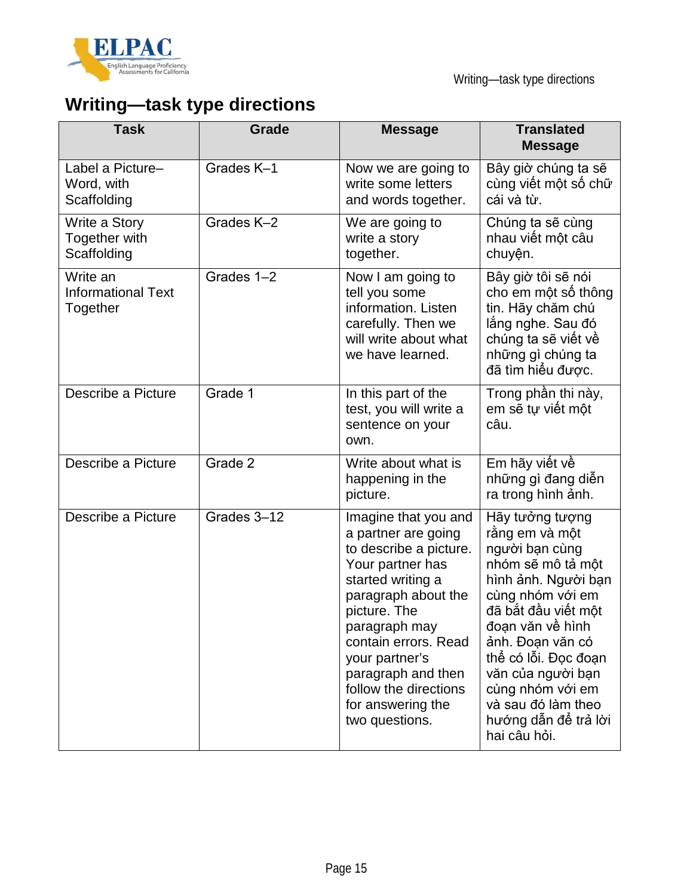# Writing—task type directions

| Task | Grade | Message | Translated Message |
|---|---|---|---|
| Label a Picture–Word, with Scaffolding | Grades K–1 | Now we are going to write some letters and words together. | Bây giờ chúng ta sẽ cùng viết một số chữ cái và từ. |
| Write a Story Together with Scaffolding | Grades K–2 | We are going to write a story together. | Chúng ta sẽ cùng nhau viết một câu chuyện. |
| Write an Informational Text Together | Grades 1–2 | Now I am going to tell you some information. Listen carefully. Then we will write about what we have learned. | Bây giờ tôi sẽ nói cho em một số thông tin. Hãy chăm chú lắng nghe. Sau đó chúng ta sẽ viết về những gì chúng ta đã tìm hiểu được. |
| Describe a Picture | Grade 1 | In this part of the test, you will write a sentence on your own. | Trong phần thi này, em sẽ tự viết một câu. |
| Describe a Picture | Grade 2 | Write about what is happening in the picture. | Em hãy viết về những gì đang diễn ra trong hình ảnh. |
| Describe a Picture | Grades 3–12 | Imagine that you and a partner are going to describe a picture. Your partner has started writing a paragraph about the picture. The paragraph may contain errors. Read your partner's paragraph and then follow the directions for answering the two questions. | Hãy tưởng tượng rằng em và một người bạn cùng nhóm sẽ mô tả một hình ảnh. Người bạn cùng nhóm với em đã bắt đầu viết một đoạn văn về hình ảnh. Đoạn văn có thể có lỗi. Đọc đoạn văn của người bạn cùng nhóm với em và sau đó làm theo hướng dẫn để trả lời hai câu hỏi. |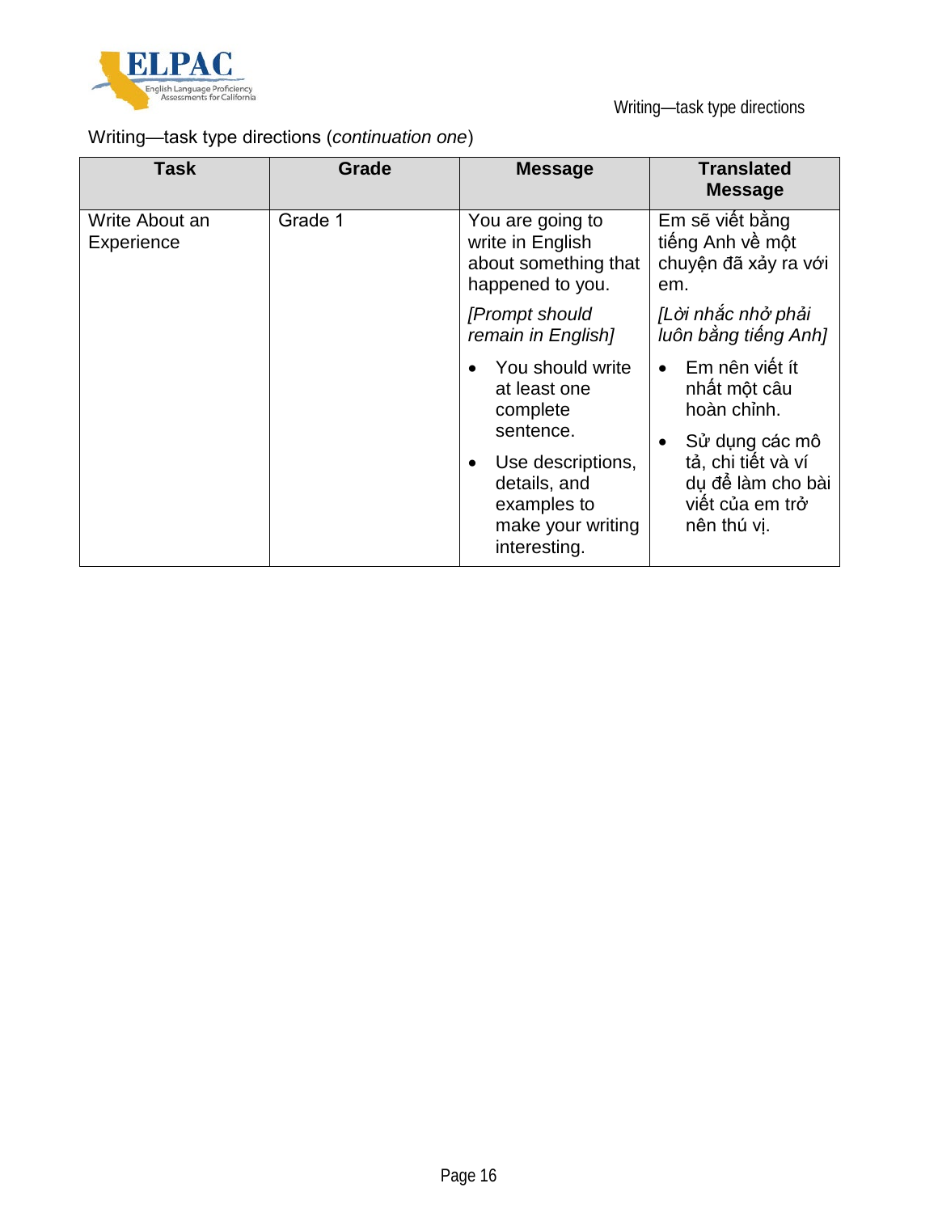Writing—task type directions (*continuation one*)

| Task | Grade | Message | Translated Message |
| --- | --- | --- | --- |
| Write About an Experience | Grade 1 | You are going to write in English about something that happened to you.<br><br>*[Prompt should remain in English]*<br><br>• You should write at least one complete sentence.<br>• Use descriptions, details, and examples to make your writing interesting. | Em sẽ viết bằng tiếng Anh về một chuyện đã xảy ra với em.<br><br>*[Lời nhắc nhở phải luôn bằng tiếng Anh]*<br><br>• Em nên viết ít nhất một câu hoàn chỉnh.<br>• Sử dụng các mô tả, chi tiết và ví dụ để làm cho bài viết của em trở nên thú vị. |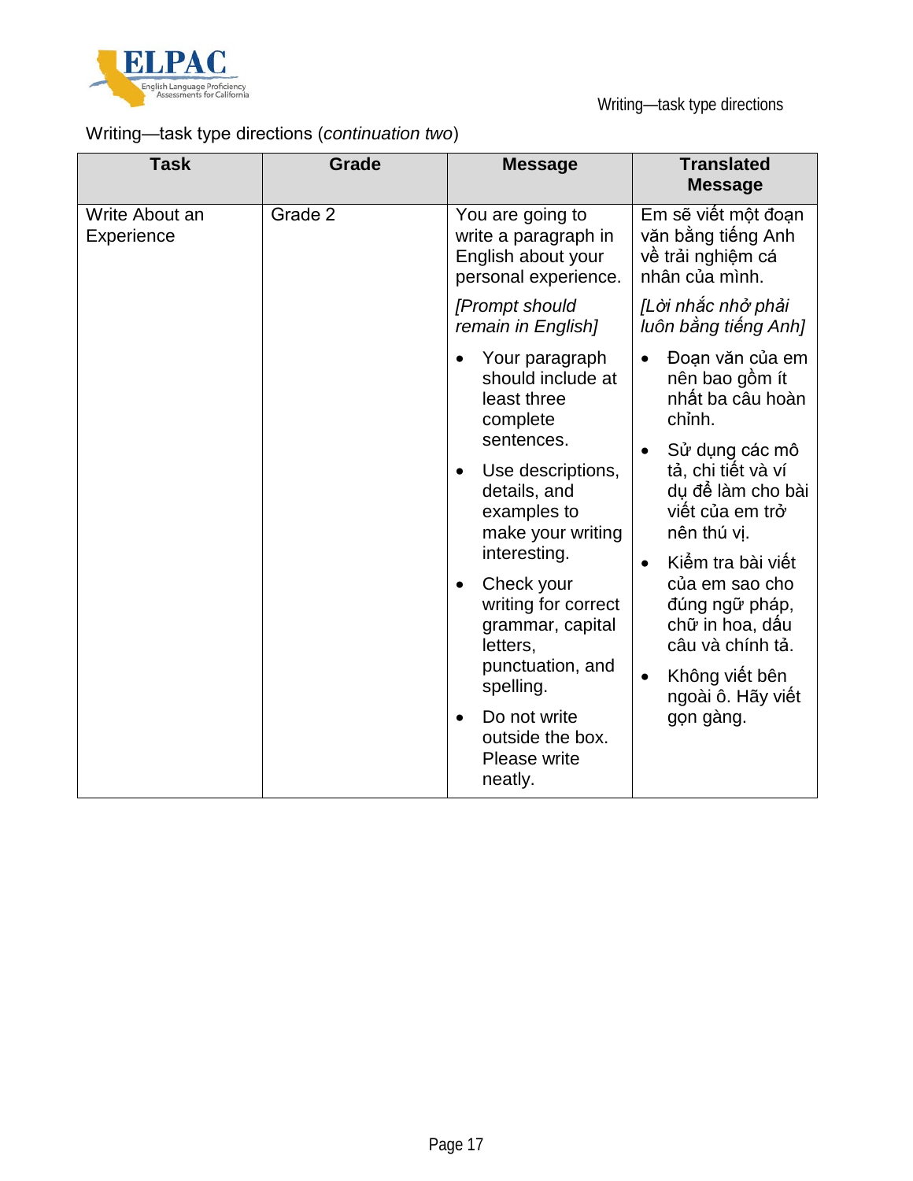Writing—task type directions (*continuation two*)

| Task | Grade | Message | Translated Message |
| --- | --- | --- | --- |
| Write About an Experience | Grade 2 | You are going to write a paragraph in English about your personal experience.<br><br>*[Prompt should remain in English]*<br><br>• Your paragraph should include at least three complete sentences.<br>• Use descriptions, details, and examples to make your writing interesting.<br>• Check your writing for correct grammar, capital letters, punctuation, and spelling.<br>• Do not write outside the box. Please write neatly. | Em sẽ viết một đoạn văn bằng tiếng Anh về trải nghiệm cá nhân của mình.<br><br>*[Lời nhắc nhở phải luôn bằng tiếng Anh]*<br><br>• Đoạn văn của em nên bao gồm ít nhất ba câu hoàn chỉnh.<br>• Sử dụng các mô tả, chi tiết và ví dụ để làm cho bài viết của em trở nên thú vị.<br>• Kiểm tra bài viết của em sao cho đúng ngữ pháp, chữ in hoa, dấu câu và chính tả.<br>• Không viết bên ngoài ô. Hãy viết gọn gàng. |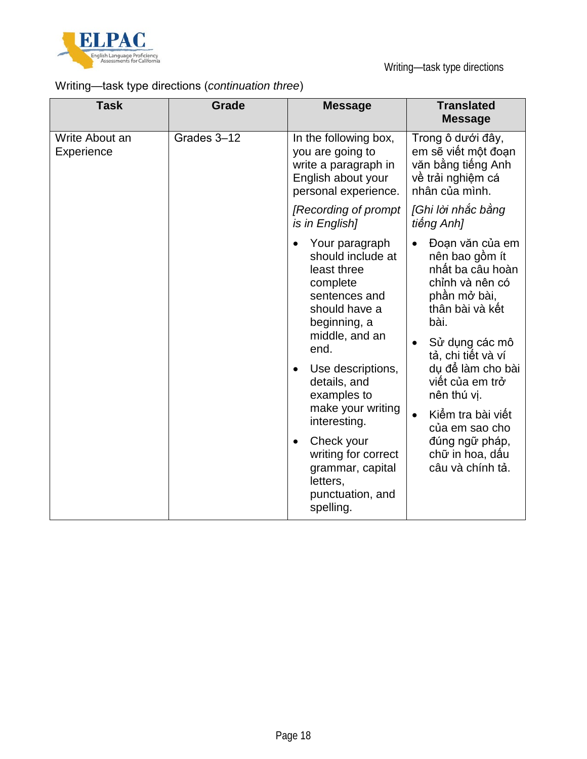Writing—task type directions (*continuation three*)

| Task | Grade | Message | Translated Message |
| --- | --- | --- | --- |
| Write About an Experience | Grades 3–12 | In the following box, you are going to write a paragraph in English about your personal experience.<br><br>*[Recording of prompt is in English]*<br><br>• Your paragraph should include at least three complete sentences and should have a beginning, a middle, and an end.<br>• Use descriptions, details, and examples to make your writing interesting.<br>• Check your writing for correct grammar, capital letters, punctuation, and spelling. | Trong ô dưới đây, em sẽ viết một đoạn văn bằng tiếng Anh về trải nghiệm cá nhân của mình.<br><br>*[Ghi lời nhắc bằng tiếng Anh]*<br><br>• Đoạn văn của em nên bao gồm ít nhất ba câu hoàn chỉnh và nên có phần mở bài, thân bài và kết bài.<br>• Sử dụng các mô tả, chi tiết và ví dụ để làm cho bài viết của em trở nên thú vị.<br>• Kiểm tra bài viết của em sao cho đúng ngữ pháp, chữ in hoa, dấu câu và chính tả. |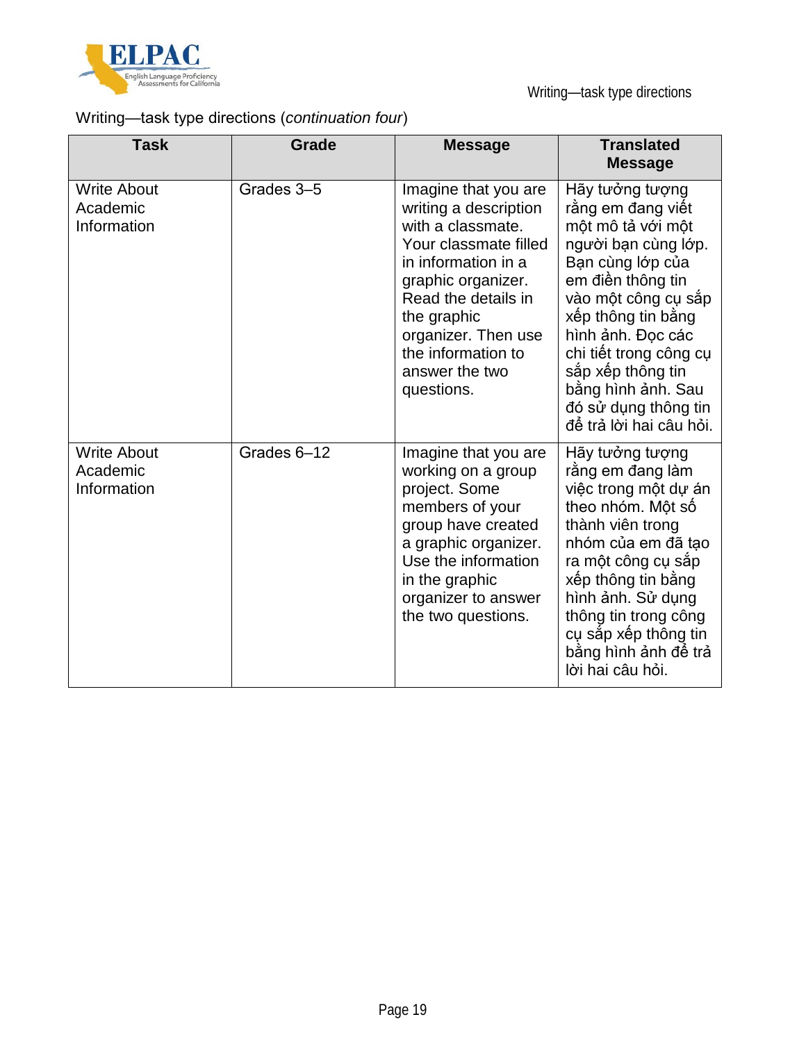Writing—task type directions (*continuation four*)

| Task | Grade | Message | Translated Message |
| --- | --- | --- | --- |
| Write About Academic Information | Grades 3–5 | Imagine that you are writing a description with a classmate. Your classmate filled in information in a graphic organizer. Read the details in the graphic organizer. Then use the information to answer the two questions. | Hãy tưởng tượng rằng em đang viết một mô tả với một người bạn cùng lớp. Bạn cùng lớp của em điền thông tin vào một công cụ sắp xếp thông tin bằng hình ảnh. Đọc các chi tiết trong công cụ sắp xếp thông tin bằng hình ảnh. Sau đó sử dụng thông tin để trả lời hai câu hỏi. |
| Write About Academic Information | Grades 6–12 | Imagine that you are working on a group project. Some members of your group have created a graphic organizer. Use the information in the graphic organizer to answer the two questions. | Hãy tưởng tượng rằng em đang làm việc trong một dự án theo nhóm. Một số thành viên trong nhóm của em đã tạo ra một công cụ sắp xếp thông tin bằng hình ảnh. Sử dụng thông tin trong công cụ sắp xếp thông tin bằng hình ảnh để trả lời hai câu hỏi. |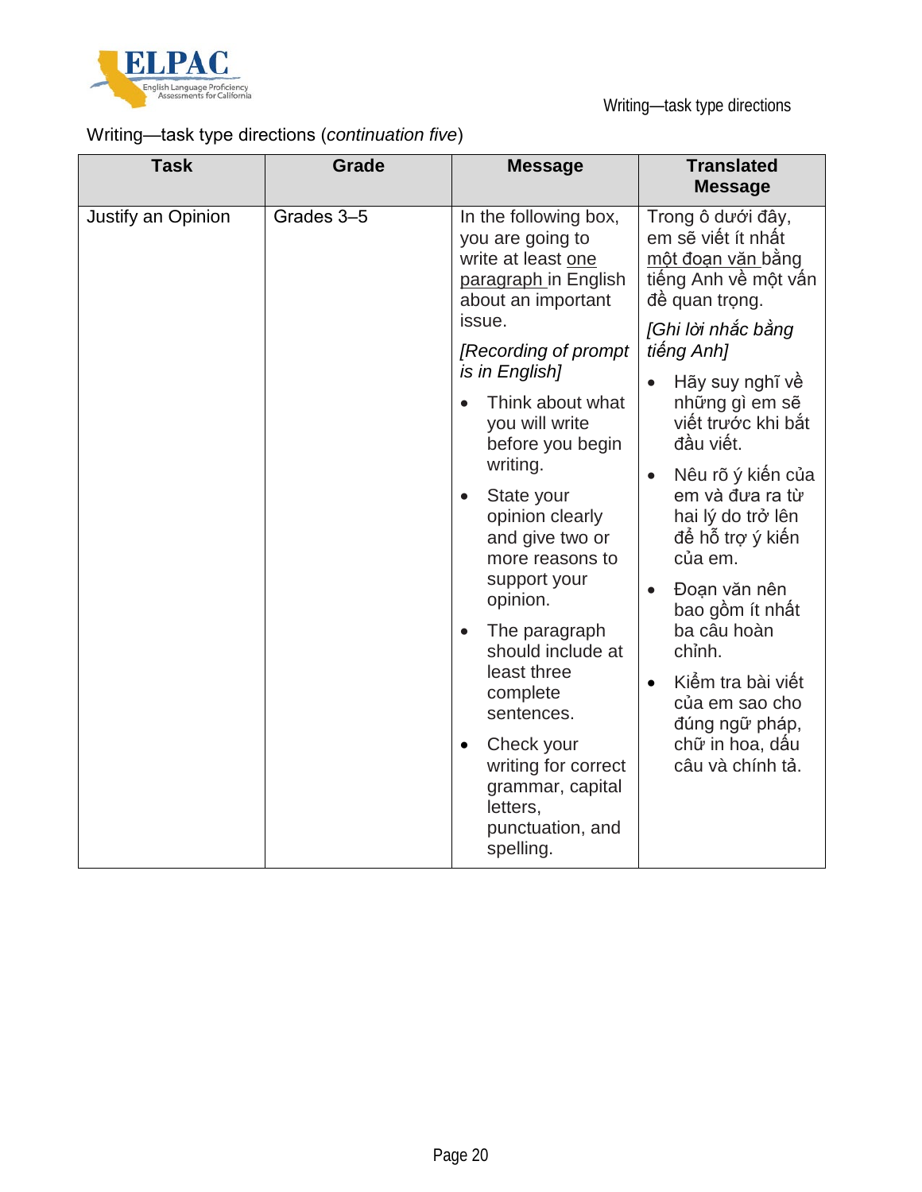Writing—task type directions (*continuation five*)

| Task | Grade | Message | Translated Message |
|---|---|---|---|
| Justify an Opinion | Grades 3–5 | In the following box, you are going to write at least one paragraph in English about an important issue.<br><br>*[Recording of prompt is in English]*<br><br>• Think about what you will write before you begin writing.<br>• State your opinion clearly and give two or more reasons to support your opinion.<br>• The paragraph should include at least three complete sentences.<br>• Check your writing for correct grammar, capital letters, punctuation, and spelling. | Trong ô dưới đây, em sẽ viết ít nhất một đoạn văn bằng tiếng Anh về một vấn đề quan trọng.<br><br>*[Ghi lời nhắc bằng tiếng Anh]*<br><br>• Hãy suy nghĩ về những gì em sẽ viết trước khi bắt đầu viết.<br>• Nêu rõ ý kiến của em và đưa ra từ hai lý do trở lên để hỗ trợ ý kiến của em.<br>• Đoạn văn nên bao gồm ít nhất ba câu hoàn chỉnh.<br>• Kiểm tra bài viết của em sao cho đúng ngữ pháp, chữ in hoa, dấu câu và chính tả. |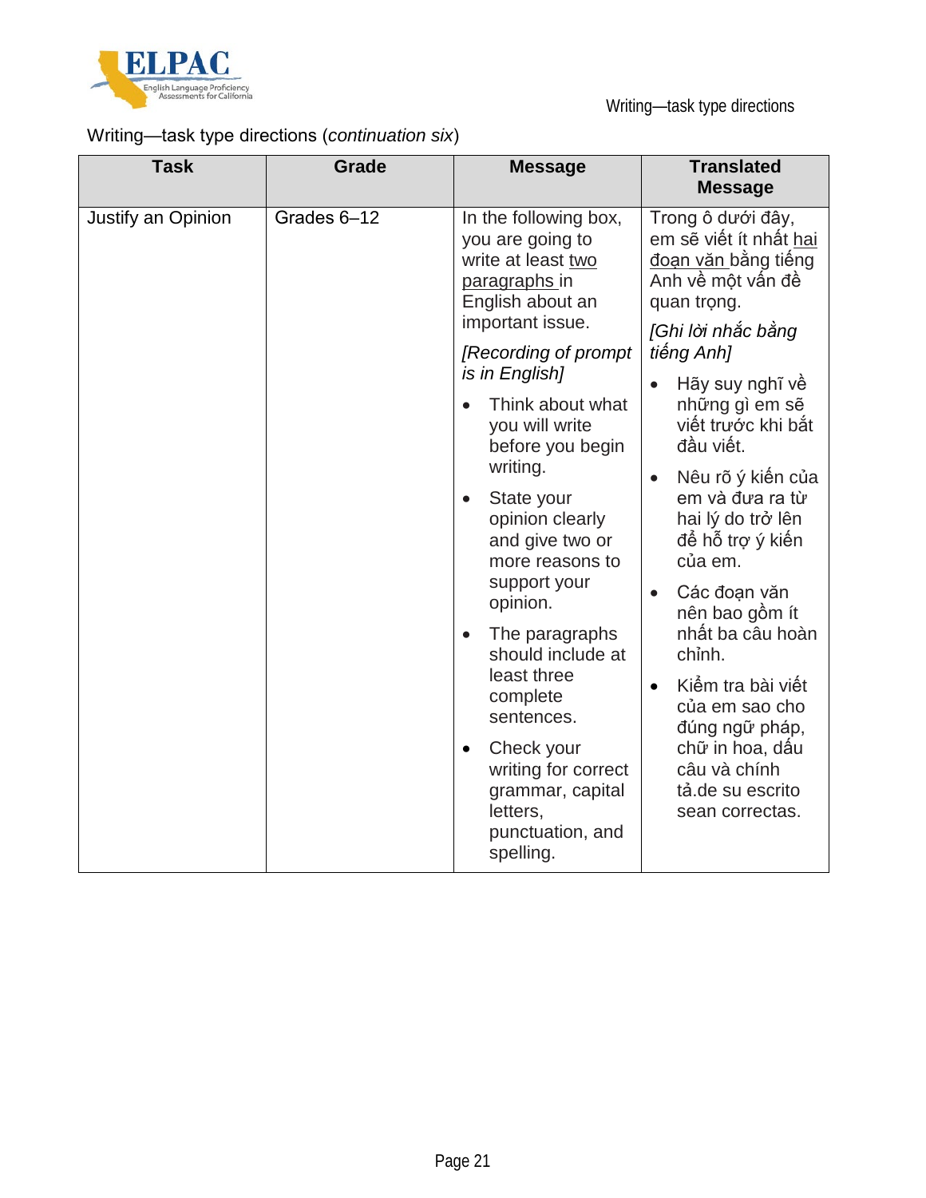Writing—task type directions (*continuation six*)

| Task | Grade | Message | Translated Message |
|---|---|---|---|
| Justify an Opinion | Grades 6–12 | In the following box, you are going to write at least <u>two paragraphs</u> in English about an important issue.<br><br>*[Recording of prompt is in English]*<br><br>• Think about what you will write before you begin writing.<br>• State your opinion clearly and give two or more reasons to support your opinion.<br>• The paragraphs should include at least three complete sentences.<br>• Check your writing for correct grammar, capital letters, punctuation, and spelling. | Trong ô dưới đây, em sẽ viết ít nhất <u>hai đoạn văn</u> bằng tiếng Anh về một vấn đề quan trọng.<br><br>*[Ghi lời nhắc bằng tiếng Anh]*<br><br>• Hãy suy nghĩ về những gì em sẽ viết trước khi bắt đầu viết.<br>• Nêu rõ ý kiến của em và đưa ra từ hai lý do trở lên để hỗ trợ ý kiến của em.<br>• Các đoạn văn nên bao gồm ít nhất ba câu hoàn chỉnh.<br>• Kiểm tra bài viết của em sao cho đúng ngữ pháp, chữ in hoa, dấu câu và chính tả.de su escrito sean correctas. |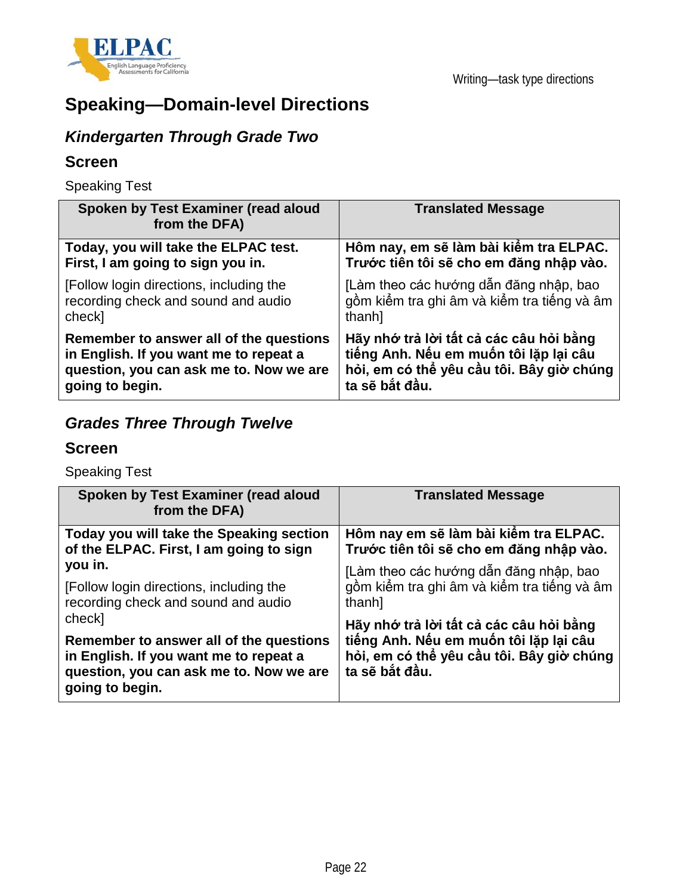## Speaking—Domain-level Directions

### *Kindergarten Through Grade Two*

### Screen

Speaking Test

| Spoken by Test Examiner (read aloud from the DFA) | Translated Message |
|---|---|
| **Today, you will take the ELPAC test. First, I am going to sign you in.** | **Hôm nay, em sẽ làm bài kiểm tra ELPAC. Trước tiên tôi sẽ cho em đăng nhập vào.** |
| [Follow login directions, including the recording check and sound and audio check] | [Làm theo các hướng dẫn đăng nhập, bao gồm kiểm tra ghi âm và kiểm tra tiếng và âm thanh] |
| **Remember to answer all of the questions in English. If you want me to repeat a question, you can ask me to. Now we are going to begin.** | **Hãy nhớ trả lời tất cả các câu hỏi bằng tiếng Anh. Nếu em muốn tôi lặp lại câu hỏi, em có thể yêu cầu tôi. Bây giờ chúng ta sẽ bắt đầu.** |

### *Grades Three Through Twelve*

### Screen

Speaking Test

| Spoken by Test Examiner (read aloud from the DFA) | Translated Message |
|---|---|
| **Today you will take the Speaking section of the ELPAC. First, I am going to sign you in.** | **Hôm nay em sẽ làm bài kiểm tra ELPAC. Trước tiên tôi sẽ cho em đăng nhập vào.** |
| [Follow login directions, including the recording check and sound and audio check] | [Làm theo các hướng dẫn đăng nhập, bao gồm kiểm tra ghi âm và kiểm tra tiếng và âm thanh] |
| **Remember to answer all of the questions in English. If you want me to repeat a question, you can ask me to. Now we are going to begin.** | **Hãy nhớ trả lời tất cả các câu hỏi bằng tiếng Anh. Nếu em muốn tôi lặp lại câu hỏi, em có thể yêu cầu tôi. Bây giờ chúng ta sẽ bắt đầu.** |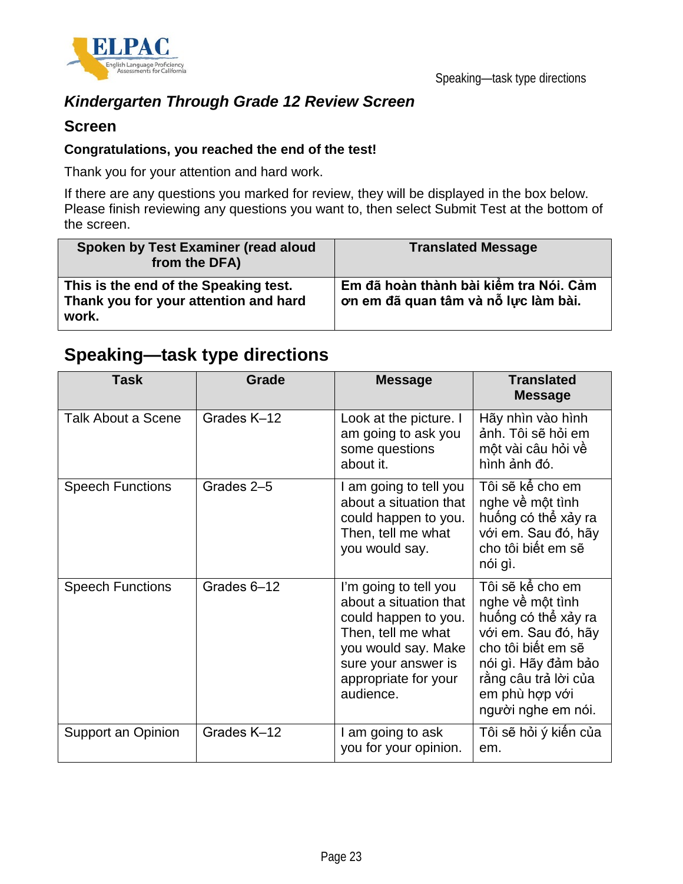### *Kindergarten Through Grade 12 Review Screen*

### Screen

**Congratulations, you reached the end of the test!**

Thank you for your attention and hard work.

If there are any questions you marked for review, they will be displayed in the box below. Please finish reviewing any questions you want to, then select Submit Test at the bottom of the screen.

| Spoken by Test Examiner (read aloud from the DFA) | Translated Message |
| --- | --- |
| **This is the end of the Speaking test. Thank you for your attention and hard work.** | **Em đã hoàn thành bài kiểm tra Nói. Cảm ơn em đã quan tâm và nỗ lực làm bài.** |

## Speaking—task type directions

| Task | Grade | Message | Translated Message |
| --- | --- | --- | --- |
| Talk About a Scene | Grades K–12 | Look at the picture. I am going to ask you some questions about it. | Hãy nhìn vào hình ảnh. Tôi sẽ hỏi em một vài câu hỏi về hình ảnh đó. |
| Speech Functions | Grades 2–5 | I am going to tell you about a situation that could happen to you. Then, tell me what you would say. | Tôi sẽ kể cho em nghe về một tình huống có thể xảy ra với em. Sau đó, hãy cho tôi biết em sẽ nói gì. |
| Speech Functions | Grades 6–12 | I'm going to tell you about a situation that could happen to you. Then, tell me what you would say. Make sure your answer is appropriate for your audience. | Tôi sẽ kể cho em nghe về một tình huống có thể xảy ra với em. Sau đó, hãy cho tôi biết em sẽ nói gì. Hãy đảm bảo rằng câu trả lời của em phù hợp với người nghe em nói. |
| Support an Opinion | Grades K–12 | I am going to ask you for your opinion. | Tôi sẽ hỏi ý kiến của em. |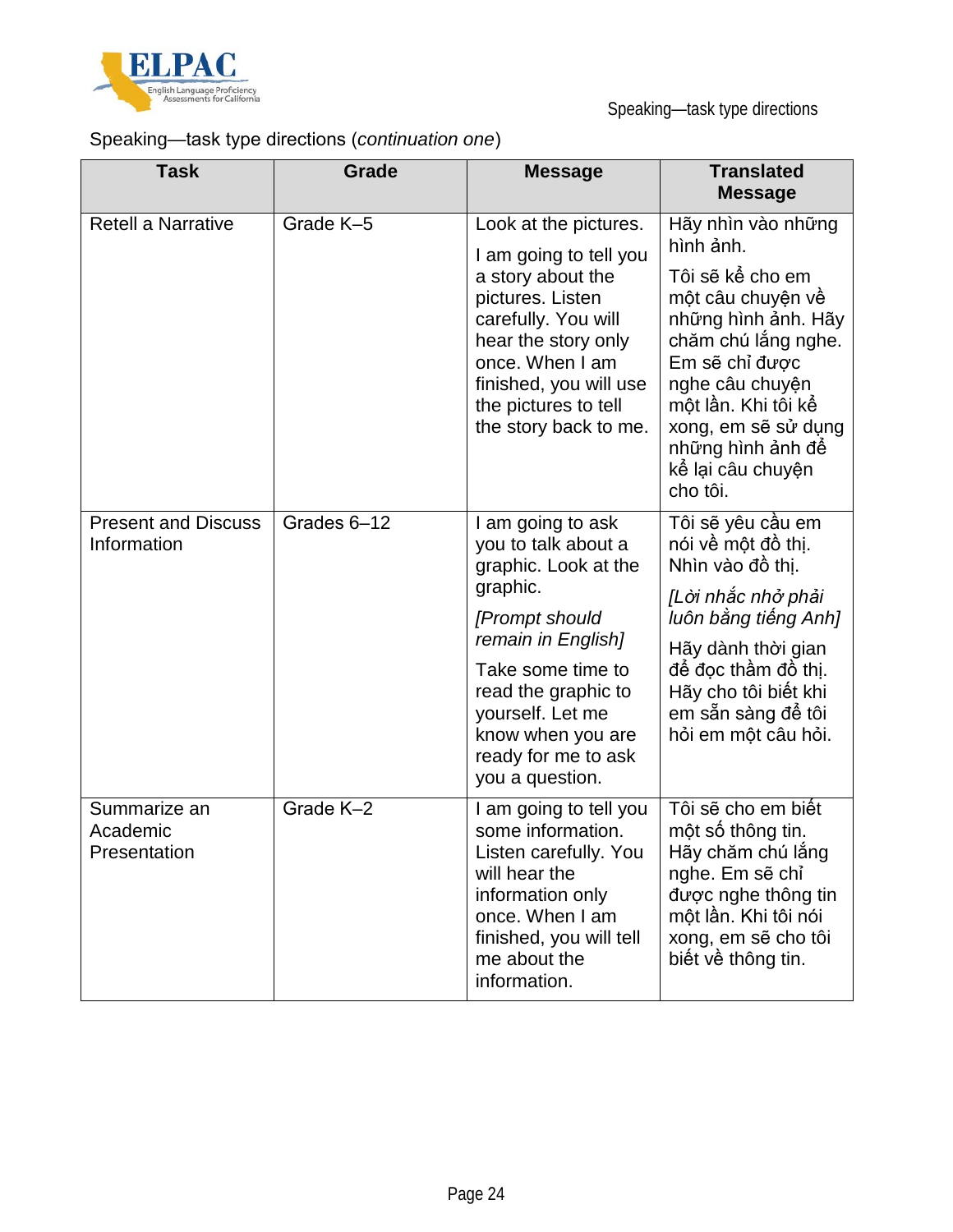Speaking—task type directions (*continuation one*)

| Task | Grade | Message | Translated Message |
|---|---|---|---|
| Retell a Narrative | Grade K–5 | Look at the pictures. I am going to tell you a story about the pictures. Listen carefully. You will hear the story only once. When I am finished, you will use the pictures to tell the story back to me. | Hãy nhìn vào những hình ảnh. Tôi sẽ kể cho em một câu chuyện về những hình ảnh. Hãy chăm chú lắng nghe. Em sẽ chỉ được nghe câu chuyện một lần. Khi tôi kể xong, em sẽ sử dụng những hình ảnh để kể lại câu chuyện cho tôi. |
| Present and Discuss Information | Grades 6–12 | I am going to ask you to talk about a graphic. Look at the graphic. *[Prompt should remain in English]* Take some time to read the graphic to yourself. Let me know when you are ready for me to ask you a question. | Tôi sẽ yêu cầu em nói về một đồ thị. Nhìn vào đồ thị. *[Lời nhắc nhở phải luôn bằng tiếng Anh]* Hãy dành thời gian để đọc thầm đồ thị. Hãy cho tôi biết khi em sẵn sàng để tôi hỏi em một câu hỏi. |
| Summarize an Academic Presentation | Grade K–2 | I am going to tell you some information. Listen carefully. You will hear the information only once. When I am finished, you will tell me about the information. | Tôi sẽ cho em biết một số thông tin. Hãy chăm chú lắng nghe. Em sẽ chỉ được nghe thông tin một lần. Khi tôi nói xong, em sẽ cho tôi biết về thông tin. |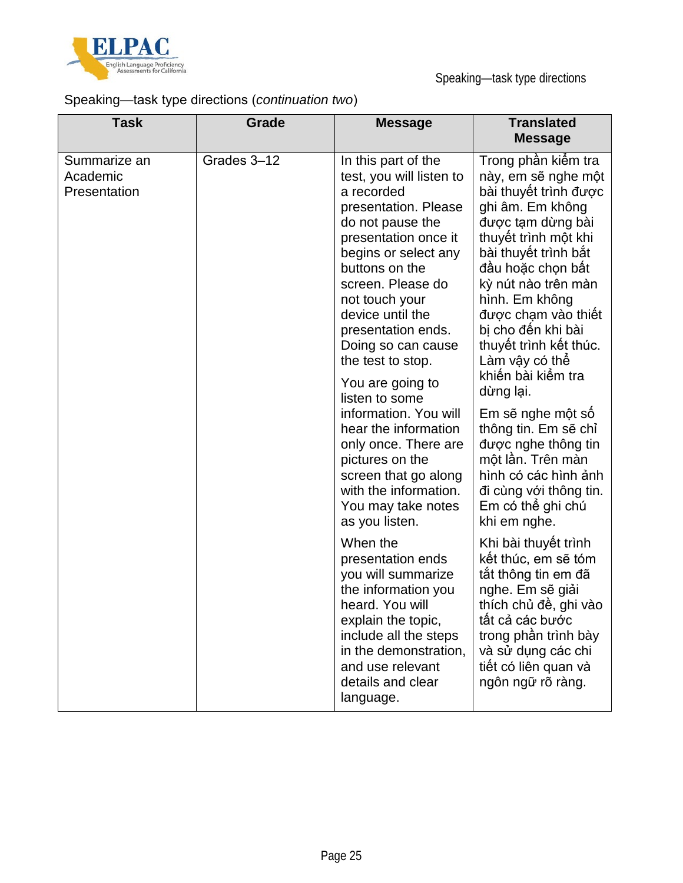Speaking—task type directions (*continuation two*)

| Task | Grade | Message | Translated Message |
|---|---|---|---|
| Summarize an Academic Presentation | Grades 3–12 | In this part of the test, you will listen to a recorded presentation. Please do not pause the presentation once it begins or select any buttons on the screen. Please do not touch your device until the presentation ends. Doing so can cause the test to stop.<br><br>You are going to listen to some information. You will hear the information only once. There are pictures on the screen that go along with the information. You may take notes as you listen.<br><br>When the presentation ends you will summarize the information you heard. You will explain the topic, include all the steps in the demonstration, and use relevant details and clear language. | Trong phần kiểm tra này, em sẽ nghe một bài thuyết trình được ghi âm. Em không được tạm dừng bài thuyết trình một khi bài thuyết trình bắt đầu hoặc chọn bất kỳ nút nào trên màn hình. Em không được chạm vào thiết bị cho đến khi bài thuyết trình kết thúc. Làm vậy có thể khiến bài kiểm tra dừng lại.<br><br>Em sẽ nghe một số thông tin. Em sẽ chỉ được nghe thông tin một lần. Trên màn hình có các hình ảnh đi cùng với thông tin. Em có thể ghi chú khi em nghe.<br><br>Khi bài thuyết trình kết thúc, em sẽ tóm tắt thông tin em đã nghe. Em sẽ giải thích chủ đề, ghi vào tất cả các bước trong phần trình bày và sử dụng các chi tiết có liên quan và ngôn ngữ rõ ràng. |